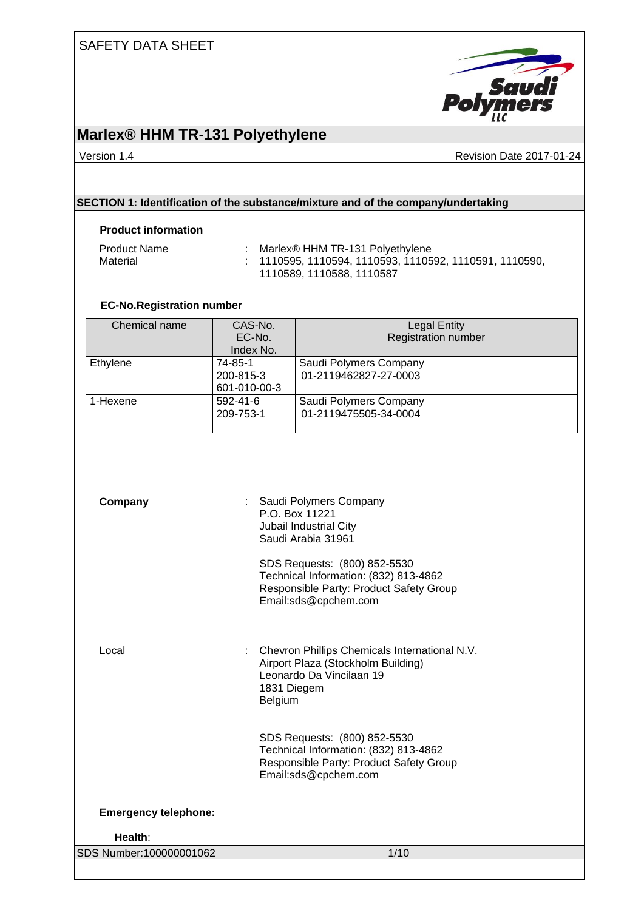SAFETY DATA SHEET

# Marlex® HHM TR-131 Polyethylene

Version 1.4 | Revision Date 2017-01-24

## SECTION 1: Identification of the substance/mixture and of the company/undertaking

### Product information

Product Name : Marlex® HHM TR-131 Polyethylene
Material : 1110595, 1110594, 1110593, 1110592, 1110591, 1110590, 1110589, 1110588, 1110587

### EC-No.Registration number

| Chemical name | CAS-No.<br>EC-No.<br>Index No. | Legal Entity<br>Registration number |
|---|---|---|
| Ethylene | 74-85-1<br>200-815-3<br>601-010-00-3 | Saudi Polymers Company<br>01-2119462827-27-0003 |
| 1-Hexene | 592-41-6<br>209-753-1 | Saudi Polymers Company<br>01-2119475505-34-0004 |

**Company** : Saudi Polymers Company
P.O. Box 11221
Jubail Industrial City
Saudi Arabia 31961

SDS Requests: (800) 852-5530
Technical Information: (832) 813-4862
Responsible Party: Product Safety Group
Email:sds@cpchem.com

Local : Chevron Phillips Chemicals International N.V.
Airport Plaza (Stockholm Building)
Leonardo Da Vincilaan 19
1831 Diegem
Belgium

SDS Requests: (800) 852-5530
Technical Information: (832) 813-4862
Responsible Party: Product Safety Group
Email:sds@cpchem.com

**Emergency telephone:**

**Health**:

SDS Number:100000001062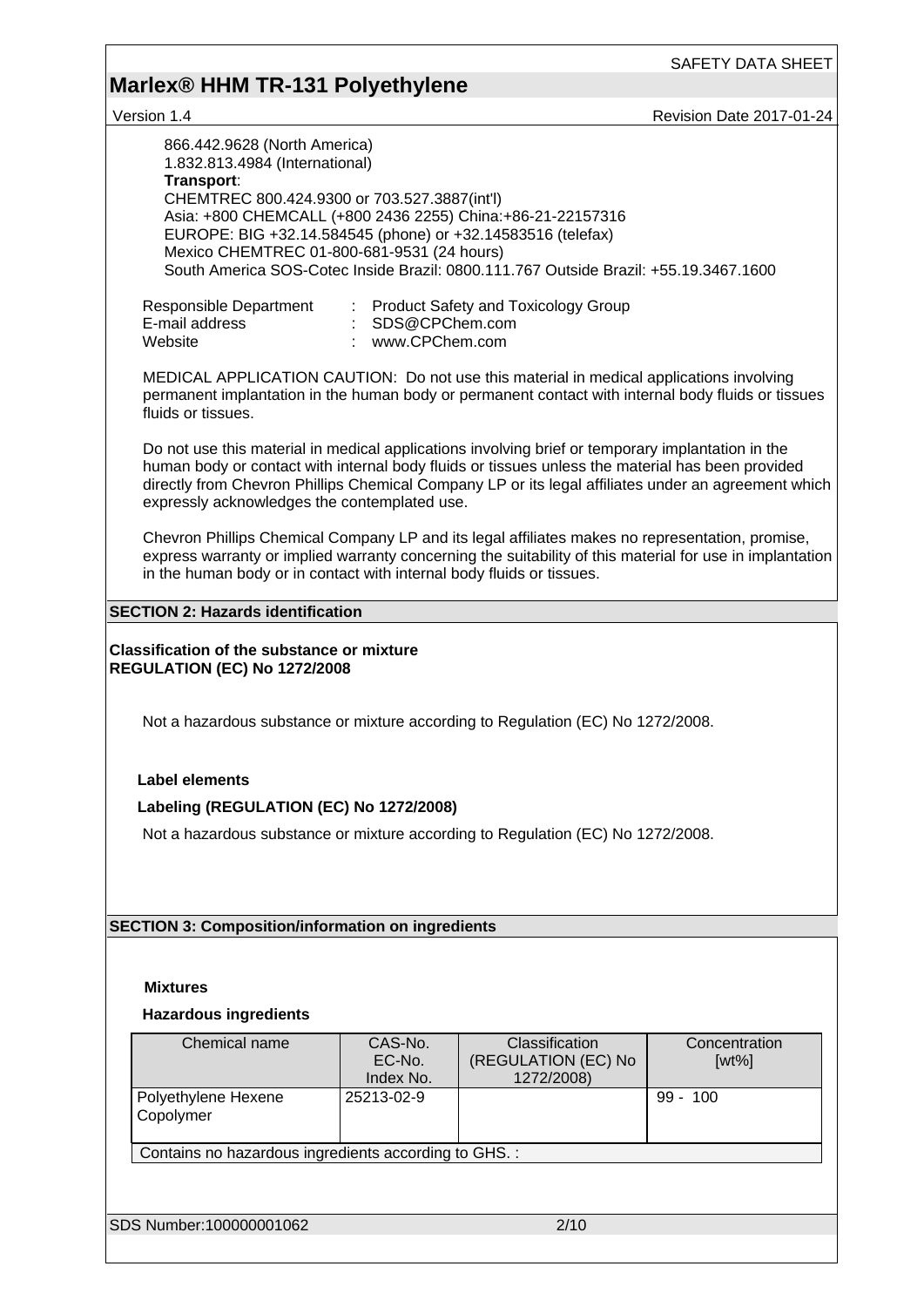866.442.9628 (North America)
1.832.813.4984 (International)
**Transport**:
CHEMTREC 800.424.9300 or 703.527.3887(int'l)
Asia: +800 CHEMCALL (+800 2436 2255) China:+86-21-22157316
EUROPE: BIG +32.14.584545 (phone) or +32.14583516 (telefax)
Mexico CHEMTREC 01-800-681-9531 (24 hours)
South America SOS-Cotec Inside Brazil: 0800.111.767 Outside Brazil: +55.19.3467.1600

Responsible Department : Product Safety and Toxicology Group
E-mail address : SDS@CPChem.com
Website : www.CPChem.com

MEDICAL APPLICATION CAUTION: Do not use this material in medical applications involving permanent implantation in the human body or permanent contact with internal body fluids or tissues fluids or tissues.

Do not use this material in medical applications involving brief or temporary implantation in the human body or contact with internal body fluids or tissues unless the material has been provided directly from Chevron Phillips Chemical Company LP or its legal affiliates under an agreement which expressly acknowledges the contemplated use.

Chevron Phillips Chemical Company LP and its legal affiliates makes no representation, promise, express warranty or implied warranty concerning the suitability of this material for use in implantation in the human body or in contact with internal body fluids or tissues.

## SECTION 2: Hazards identification

**Classification of the substance or mixture**
**REGULATION (EC) No 1272/2008**

Not a hazardous substance or mixture according to Regulation (EC) No 1272/2008.

**Label elements**

**Labeling (REGULATION (EC) No 1272/2008)**

Not a hazardous substance or mixture according to Regulation (EC) No 1272/2008.

## SECTION 3: Composition/information on ingredients

**Mixtures**

**Hazardous ingredients**

| Chemical name | CAS-No.<br>EC-No.<br>Index No. | Classification<br>(REGULATION (EC) No 1272/2008) | Concentration<br>[wt%] |
|---|---|---|---|
| Polyethylene Hexene Copolymer | 25213-02-9 | | 99 - 100 |
| Contains no hazardous ingredients according to GHS. : | | | |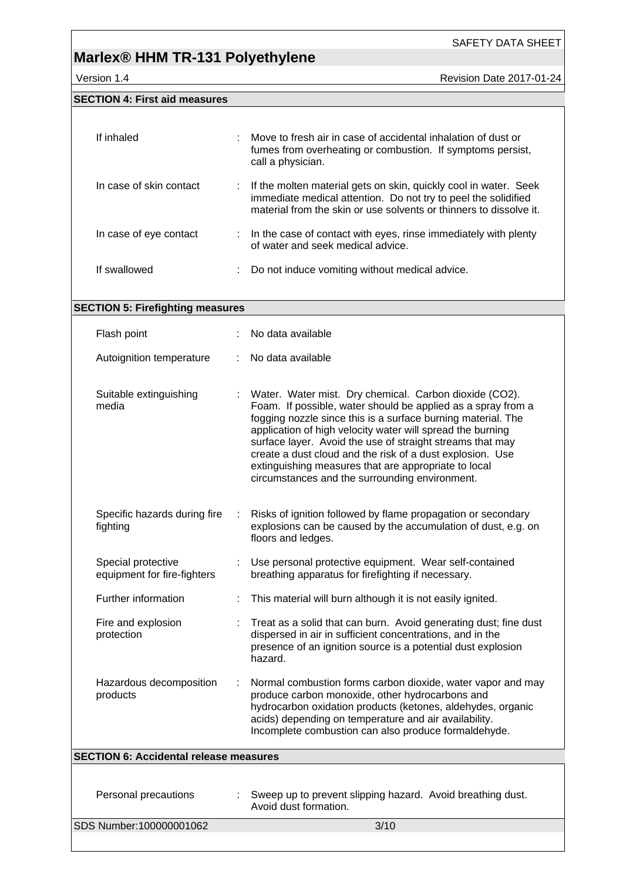## SECTION 4: First aid measures

| | |
|---|---|
| If inhaled | Move to fresh air in case of accidental inhalation of dust or fumes from overheating or combustion. If symptoms persist, call a physician. |
| In case of skin contact | If the molten material gets on skin, quickly cool in water. Seek immediate medical attention. Do not try to peel the solidified material from the skin or use solvents or thinners to dissolve it. |
| In case of eye contact | In the case of contact with eyes, rinse immediately with plenty of water and seek medical advice. |
| If swallowed | Do not induce vomiting without medical advice. |

## SECTION 5: Firefighting measures

| | |
|---|---|
| Flash point | No data available |
| Autoignition temperature | No data available |
| Suitable extinguishing media | Water. Water mist. Dry chemical. Carbon dioxide ($CO_2$). Foam. If possible, water should be applied as a spray from a fogging nozzle since this is a surface burning material. The application of high velocity water will spread the burning surface layer. Avoid the use of straight streams that may create a dust cloud and the risk of a dust explosion. Use extinguishing measures that are appropriate to local circumstances and the surrounding environment. |
| Specific hazards during fire fighting | Risks of ignition followed by flame propagation or secondary explosions can be caused by the accumulation of dust, e.g. on floors and ledges. |
| Special protective equipment for fire-fighters | Use personal protective equipment. Wear self-contained breathing apparatus for firefighting if necessary. |
| Further information | This material will burn although it is not easily ignited. |
| Fire and explosion protection | Treat as a solid that can burn. Avoid generating dust; fine dust dispersed in air in sufficient concentrations, and in the presence of an ignition source is a potential dust explosion hazard. |
| Hazardous decomposition products | Normal combustion forms carbon dioxide, water vapor and may produce carbon monoxide, other hydrocarbons and hydrocarbon oxidation products (ketones, aldehydes, organic acids) depending on temperature and air availability. Incomplete combustion can also produce formaldehyde. |

## SECTION 6: Accidental release measures

| | |
|---|---|
| Personal precautions | Sweep up to prevent slipping hazard. Avoid breathing dust. Avoid dust formation. |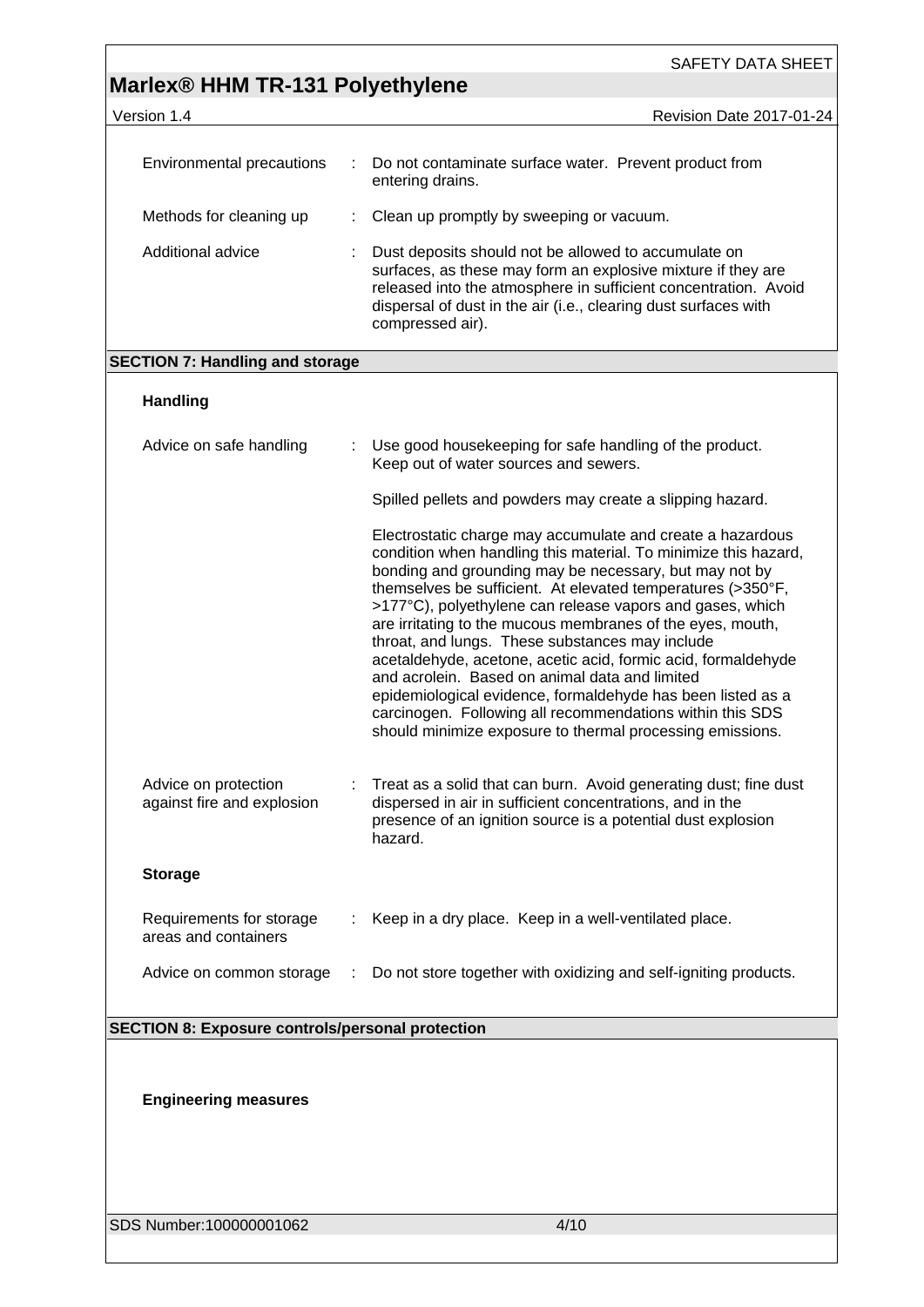| | | |
|---|---|---|
| Environmental precautions | : | Do not contaminate surface water. Prevent product from entering drains. |
| Methods for cleaning up | : | Clean up promptly by sweeping or vacuum. |
| Additional advice | : | Dust deposits should not be allowed to accumulate on surfaces, as these may form an explosive mixture if they are released into the atmosphere in sufficient concentration. Avoid dispersal of dust in the air (i.e., clearing dust surfaces with compressed air). |

## SECTION 7: Handling and storage

### Handling

| | | |
|---|---|---|
| Advice on safe handling | : | Use good housekeeping for safe handling of the product. Keep out of water sources and sewers.<br><br>Spilled pellets and powders may create a slipping hazard.<br><br>Electrostatic charge may accumulate and create a hazardous condition when handling this material. To minimize this hazard, bonding and grounding may be necessary, but may not by themselves be sufficient. At elevated temperatures (>350°F, >177°C), polyethylene can release vapors and gases, which are irritating to the mucous membranes of the eyes, mouth, throat, and lungs. These substances may include acetaldehyde, acetone, acetic acid, formic acid, formaldehyde and acrolein. Based on animal data and limited epidemiological evidence, formaldehyde has been listed as a carcinogen. Following all recommendations within this SDS should minimize exposure to thermal processing emissions. |
| Advice on protection against fire and explosion | : | Treat as a solid that can burn. Avoid generating dust; fine dust dispersed in air in sufficient concentrations, and in the presence of an ignition source is a potential dust explosion hazard. |

### Storage

| | | |
|---|---|---|
| Requirements for storage areas and containers | : | Keep in a dry place. Keep in a well-ventilated place. |
| Advice on common storage | : | Do not store together with oxidizing and self-igniting products. |

## SECTION 8: Exposure controls/personal protection

### Engineering measures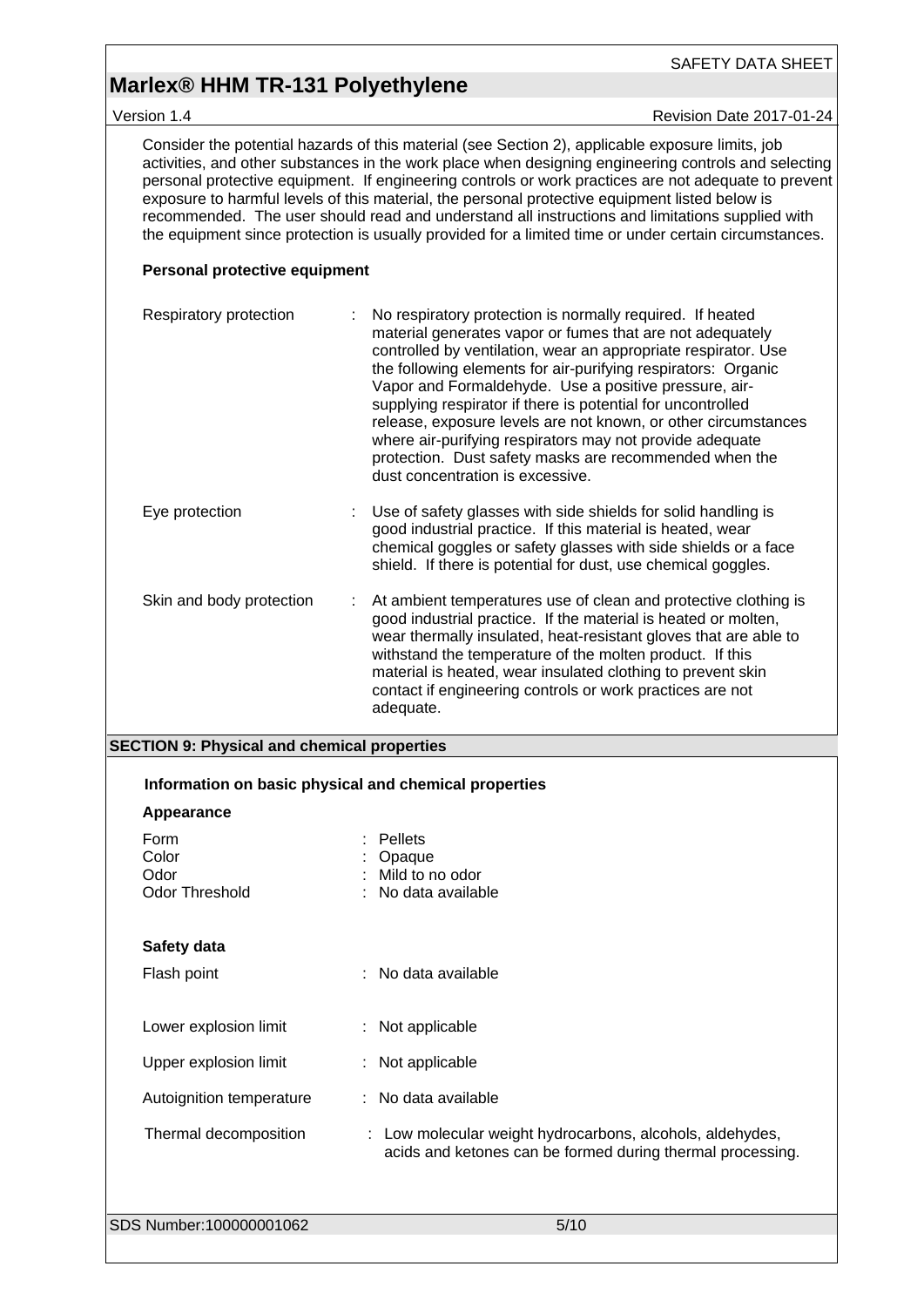Consider the potential hazards of this material (see Section 2), applicable exposure limits, job activities, and other substances in the work place when designing engineering controls and selecting personal protective equipment. If engineering controls or work practices are not adequate to prevent exposure to harmful levels of this material, the personal protective equipment listed below is recommended. The user should read and understand all instructions and limitations supplied with the equipment since protection is usually provided for a limited time or under certain circumstances.

**Personal protective equipment**

| | |
|---|---|
| Respiratory protection | : No respiratory protection is normally required. If heated material generates vapor or fumes that are not adequately controlled by ventilation, wear an appropriate respirator. Use the following elements for air-purifying respirators: Organic Vapor and Formaldehyde. Use a positive pressure, air-supplying respirator if there is potential for uncontrolled release, exposure levels are not known, or other circumstances where air-purifying respirators may not provide adequate protection. Dust safety masks are recommended when the dust concentration is excessive. |
| Eye protection | : Use of safety glasses with side shields for solid handling is good industrial practice. If this material is heated, wear chemical goggles or safety glasses with side shields or a face shield. If there is potential for dust, use chemical goggles. |
| Skin and body protection | : At ambient temperatures use of clean and protective clothing is good industrial practice. If the material is heated or molten, wear thermally insulated, heat-resistant gloves that are able to withstand the temperature of the molten product. If this material is heated, wear insulated clothing to prevent skin contact if engineering controls or work practices are not adequate. |

## SECTION 9: Physical and chemical properties

**Information on basic physical and chemical properties**

**Appearance**

| | |
|---|---|
| Form | : Pellets |
| Color | : Opaque |
| Odor | : Mild to no odor |
| Odor Threshold | : No data available |

**Safety data**

| | |
|---|---|
| Flash point | : No data available |
| Lower explosion limit | : Not applicable |
| Upper explosion limit | : Not applicable |
| Autoignition temperature | : No data available |
| Thermal decomposition | : Low molecular weight hydrocarbons, alcohols, aldehydes, acids and ketones can be formed during thermal processing. |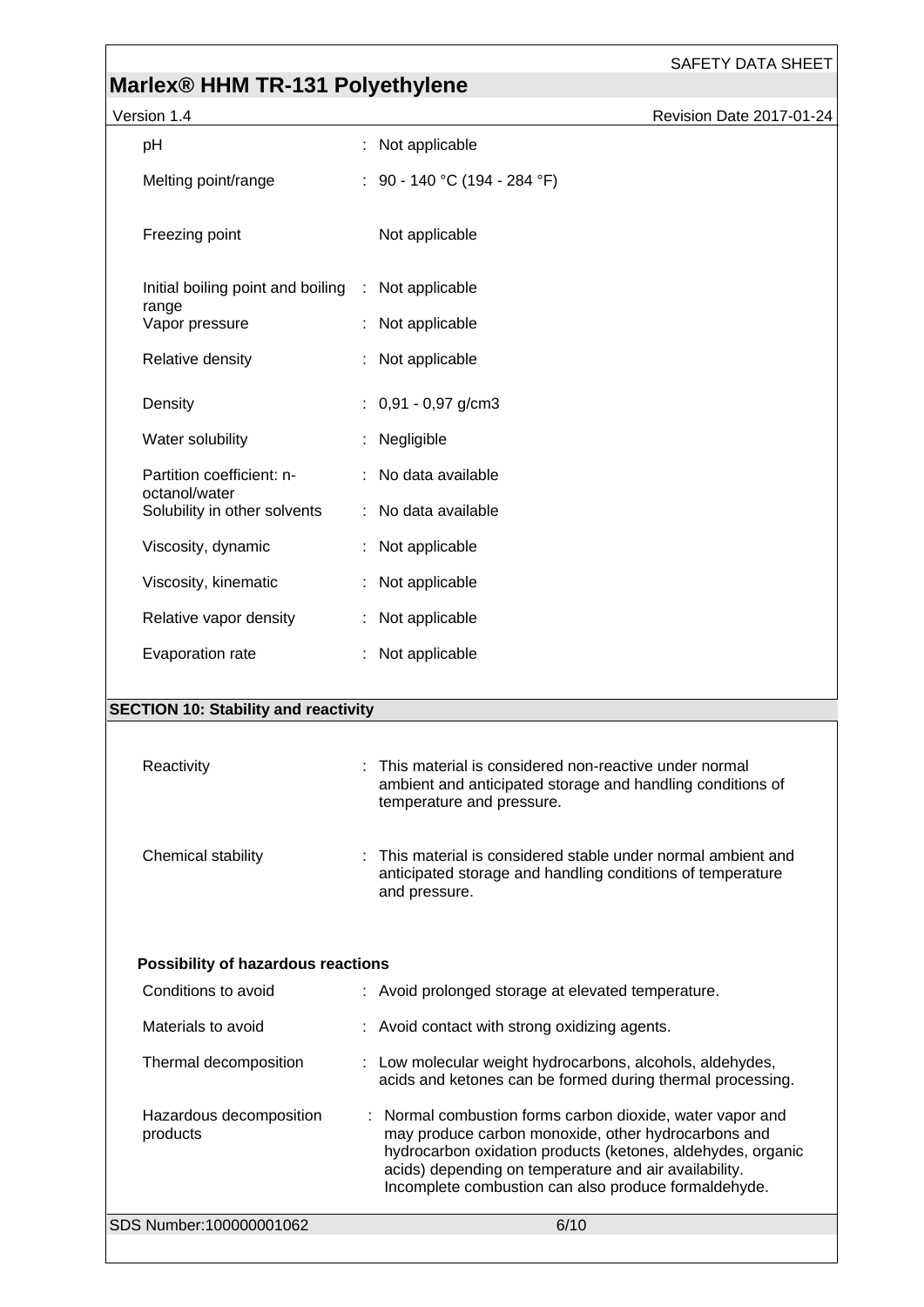| Property | Value |
|---|---|
| pH | : Not applicable |
| Melting point/range | : 90 - 140 °C (194 - 284 °F) |
| Freezing point | Not applicable |
| Initial boiling point and boiling range | : Not applicable |
| Vapor pressure | : Not applicable |
| Relative density | : Not applicable |
| Density | : 0,91 - 0,97 g/cm3 |
| Water solubility | : Negligible |
| Partition coefficient: n-octanol/water | : No data available |
| Solubility in other solvents | : No data available |
| Viscosity, dynamic | : Not applicable |
| Viscosity, kinematic | : Not applicable |
| Relative vapor density | : Not applicable |
| Evaporation rate | : Not applicable |

## SECTION 10: Stability and reactivity

| Property | Value |
|---|---|
| Reactivity | : This material is considered non-reactive under normal ambient and anticipated storage and handling conditions of temperature and pressure. |
| Chemical stability | : This material is considered stable under normal ambient and anticipated storage and handling conditions of temperature and pressure. |

### Possibility of hazardous reactions

| Property | Value |
|---|---|
| Conditions to avoid | : Avoid prolonged storage at elevated temperature. |
| Materials to avoid | : Avoid contact with strong oxidizing agents. |
| Thermal decomposition | : Low molecular weight hydrocarbons, alcohols, aldehydes, acids and ketones can be formed during thermal processing. |
| Hazardous decomposition products | : Normal combustion forms carbon dioxide, water vapor and may produce carbon monoxide, other hydrocarbons and hydrocarbon oxidation products (ketones, aldehydes, organic acids) depending on temperature and air availability. Incomplete combustion can also produce formaldehyde. |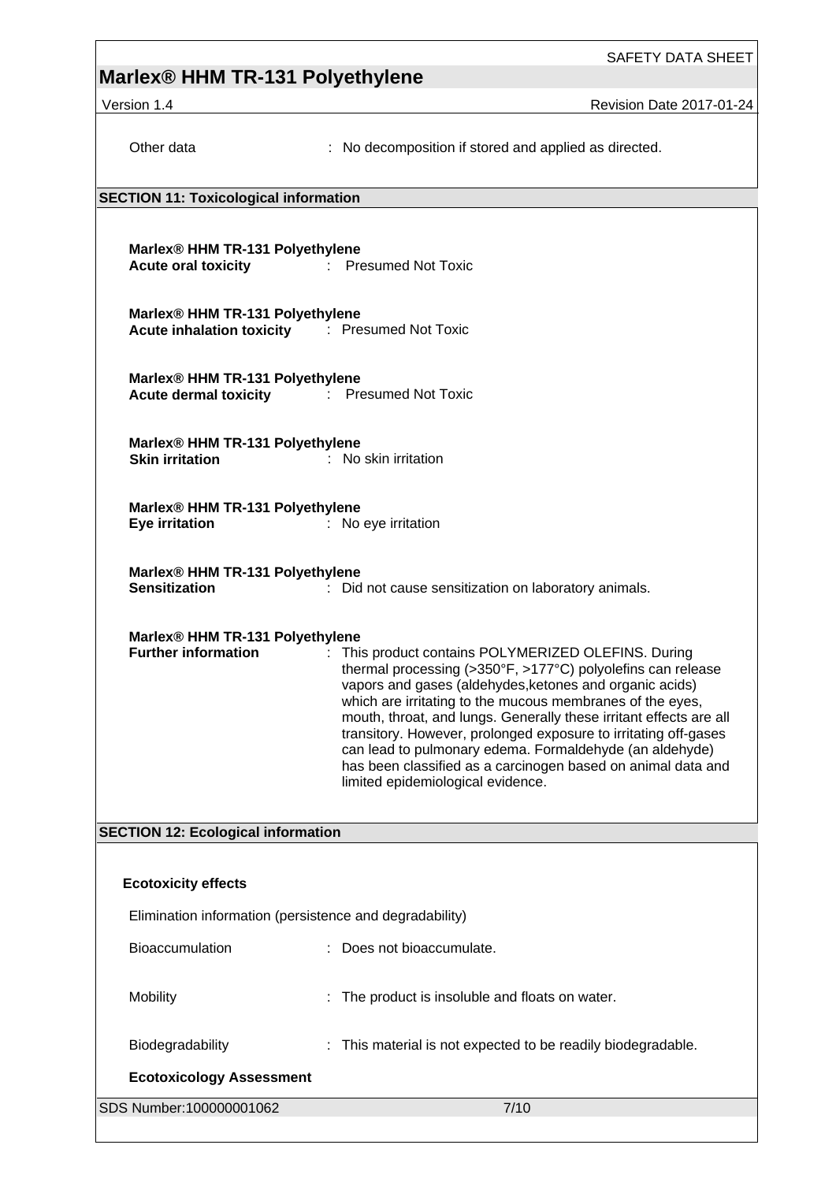Other data : No decomposition if stored and applied as directed.

## SECTION 11: Toxicological information

**Marlex® HHM TR-131 Polyethylene**
**Acute oral toxicity** : Presumed Not Toxic

**Marlex® HHM TR-131 Polyethylene**
**Acute inhalation toxicity** : Presumed Not Toxic

**Marlex® HHM TR-131 Polyethylene**
**Acute dermal toxicity** : Presumed Not Toxic

**Marlex® HHM TR-131 Polyethylene**
**Skin irritation** : No skin irritation

**Marlex® HHM TR-131 Polyethylene**
**Eye irritation** : No eye irritation

**Marlex® HHM TR-131 Polyethylene**
**Sensitization** : Did not cause sensitization on laboratory animals.

**Marlex® HHM TR-131 Polyethylene**
**Further information** : This product contains POLYMERIZED OLEFINS. During thermal processing (>350°F, >177°C) polyolefins can release vapors and gases (aldehydes,ketones and organic acids) which are irritating to the mucous membranes of the eyes, mouth, throat, and lungs. Generally these irritant effects are all transitory. However, prolonged exposure to irritating off-gases can lead to pulmonary edema. Formaldehyde (an aldehyde) has been classified as a carcinogen based on animal data and limited epidemiological evidence.

## SECTION 12: Ecological information

**Ecotoxicity effects**

Elimination information (persistence and degradability)

Bioaccumulation : Does not bioaccumulate.

Mobility : The product is insoluble and floats on water.

Biodegradability : This material is not expected to be readily biodegradable.

**Ecotoxicology Assessment**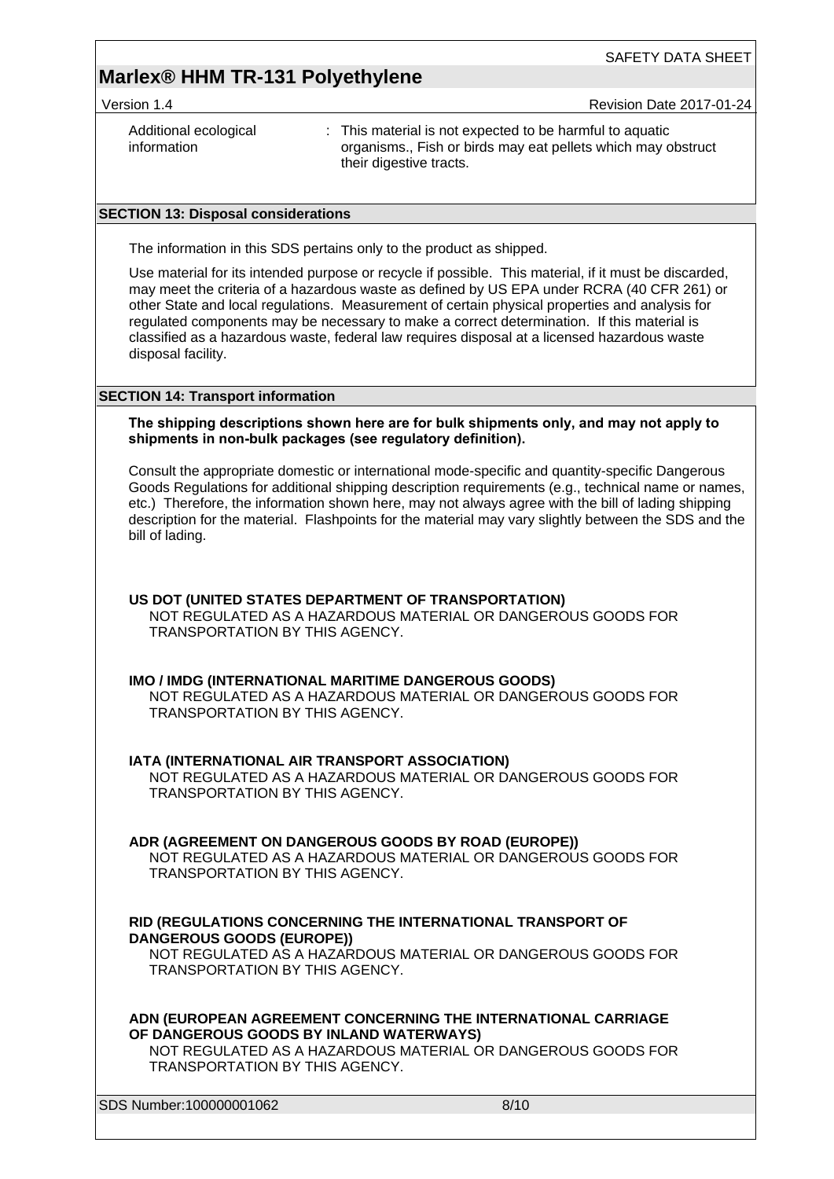| | | |
|---|---|---|
| Additional ecological information | : | This material is not expected to be harmful to aquatic organisms., Fish or birds may eat pellets which may obstruct their digestive tracts. |

## SECTION 13: Disposal considerations

The information in this SDS pertains only to the product as shipped.

Use material for its intended purpose or recycle if possible. This material, if it must be discarded, may meet the criteria of a hazardous waste as defined by US EPA under RCRA (40 CFR 261) or other State and local regulations. Measurement of certain physical properties and analysis for regulated components may be necessary to make a correct determination. If this material is classified as a hazardous waste, federal law requires disposal at a licensed hazardous waste disposal facility.

## SECTION 14: Transport information

**The shipping descriptions shown here are for bulk shipments only, and may not apply to shipments in non-bulk packages (see regulatory definition).**

Consult the appropriate domestic or international mode-specific and quantity-specific Dangerous Goods Regulations for additional shipping description requirements (e.g., technical name or names, etc.) Therefore, the information shown here, may not always agree with the bill of lading shipping description for the material. Flashpoints for the material may vary slightly between the SDS and the bill of lading.

**US DOT (UNITED STATES DEPARTMENT OF TRANSPORTATION)**
NOT REGULATED AS A HAZARDOUS MATERIAL OR DANGEROUS GOODS FOR TRANSPORTATION BY THIS AGENCY.

**IMO / IMDG (INTERNATIONAL MARITIME DANGEROUS GOODS)**
NOT REGULATED AS A HAZARDOUS MATERIAL OR DANGEROUS GOODS FOR TRANSPORTATION BY THIS AGENCY.

**IATA (INTERNATIONAL AIR TRANSPORT ASSOCIATION)**
NOT REGULATED AS A HAZARDOUS MATERIAL OR DANGEROUS GOODS FOR TRANSPORTATION BY THIS AGENCY.

**ADR (AGREEMENT ON DANGEROUS GOODS BY ROAD (EUROPE))**
NOT REGULATED AS A HAZARDOUS MATERIAL OR DANGEROUS GOODS FOR TRANSPORTATION BY THIS AGENCY.

**RID (REGULATIONS CONCERNING THE INTERNATIONAL TRANSPORT OF DANGEROUS GOODS (EUROPE))**
NOT REGULATED AS A HAZARDOUS MATERIAL OR DANGEROUS GOODS FOR TRANSPORTATION BY THIS AGENCY.

**ADN (EUROPEAN AGREEMENT CONCERNING THE INTERNATIONAL CARRIAGE OF DANGEROUS GOODS BY INLAND WATERWAYS)**
NOT REGULATED AS A HAZARDOUS MATERIAL OR DANGEROUS GOODS FOR TRANSPORTATION BY THIS AGENCY.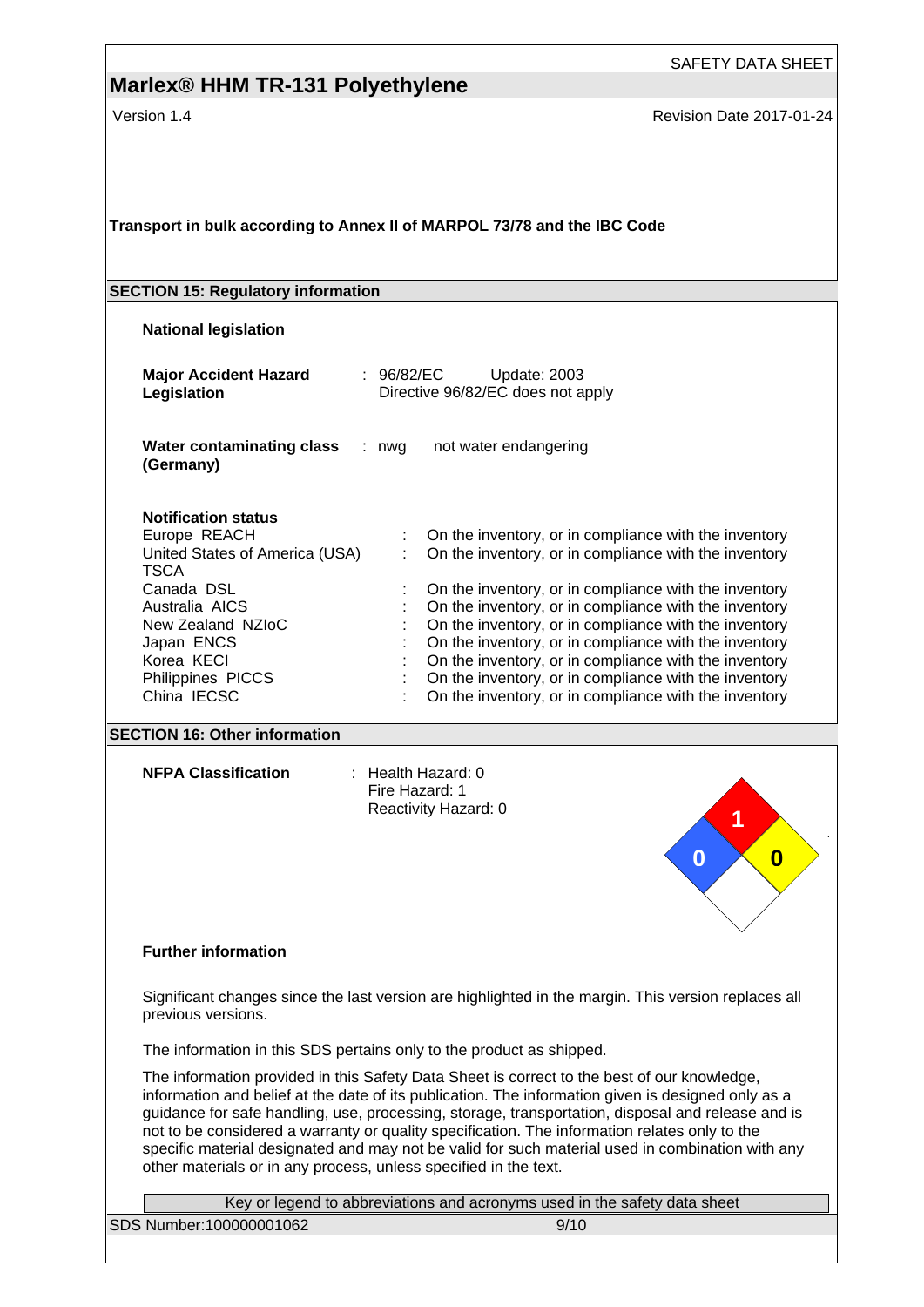**Transport in bulk according to Annex II of MARPOL 73/78 and the IBC Code**

## SECTION 15: Regulatory information

**National legislation**

| | |
|---|---|
| **Major Accident Hazard Legislation** | : 96/82/EC Update: 2003<br>Directive 96/82/EC does not apply |
| **Water contaminating class (Germany)** | : nwg not water endangering |

**Notification status**

| | |
|---|---|
| Europe REACH | : On the inventory, or in compliance with the inventory |
| United States of America (USA) TSCA | : On the inventory, or in compliance with the inventory |
| Canada DSL | : On the inventory, or in compliance with the inventory |
| Australia AICS | : On the inventory, or in compliance with the inventory |
| New Zealand NZIoC | : On the inventory, or in compliance with the inventory |
| Japan ENCS | : On the inventory, or in compliance with the inventory |
| Korea KECI | : On the inventory, or in compliance with the inventory |
| Philippines PICCS | : On the inventory, or in compliance with the inventory |
| China IECSC | : On the inventory, or in compliance with the inventory |

## SECTION 16: Other information

**NFPA Classification** : Health Hazard: 0
Fire Hazard: 1
Reactivity Hazard: 0

1

0 0

**Further information**

Significant changes since the last version are highlighted in the margin. This version replaces all previous versions.

The information in this SDS pertains only to the product as shipped.

The information provided in this Safety Data Sheet is correct to the best of our knowledge, information and belief at the date of its publication. The information given is designed only as a guidance for safe handling, use, processing, storage, transportation, disposal and release and is not to be considered a warranty or quality specification. The information relates only to the specific material designated and may not be valid for such material used in combination with any other materials or in any process, unless specified in the text.

Key or legend to abbreviations and acronyms used in the safety data sheet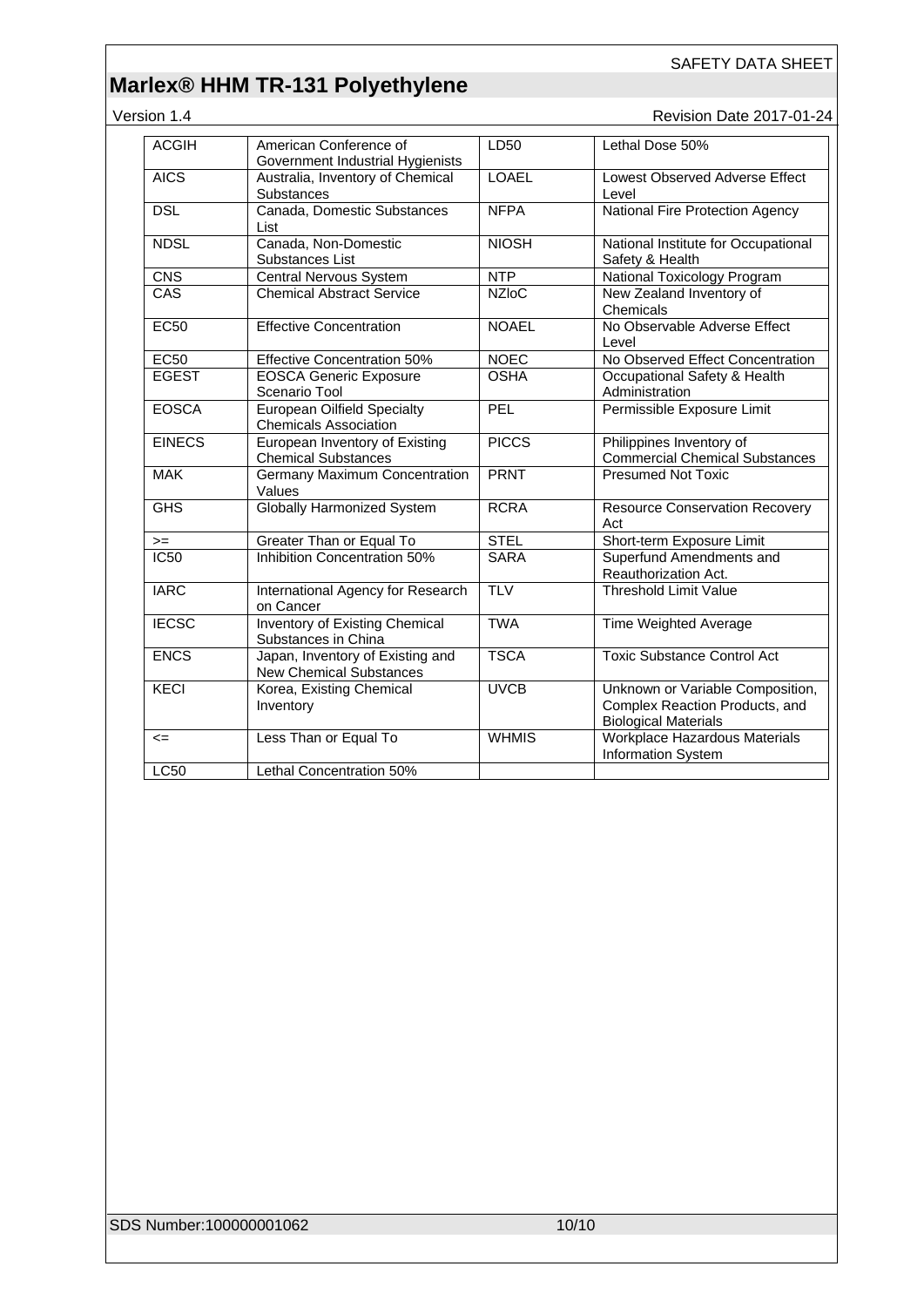| | | | |
|---|---|---|---|
| ACGIH | American Conference of Government Industrial Hygienists | LD50 | Lethal Dose 50% |
| AICS | Australia, Inventory of Chemical Substances | LOAEL | Lowest Observed Adverse Effect Level |
| DSL | Canada, Domestic Substances List | NFPA | National Fire Protection Agency |
| NDSL | Canada, Non-Domestic Substances List | NIOSH | National Institute for Occupational Safety & Health |
| CNS | Central Nervous System | NTP | National Toxicology Program |
| CAS | Chemical Abstract Service | NZIoC | New Zealand Inventory of Chemicals |
| EC50 | Effective Concentration | NOAEL | No Observable Adverse Effect Level |
| EC50 | Effective Concentration 50% | NOEC | No Observed Effect Concentration |
| EGEST | EOSCA Generic Exposure Scenario Tool | OSHA | Occupational Safety & Health Administration |
| EOSCA | European Oilfield Specialty Chemicals Association | PEL | Permissible Exposure Limit |
| EINECS | European Inventory of Existing Chemical Substances | PICCS | Philippines Inventory of Commercial Chemical Substances |
| MAK | Germany Maximum Concentration Values | PRNT | Presumed Not Toxic |
| GHS | Globally Harmonized System | RCRA | Resource Conservation Recovery Act |
| >= | Greater Than or Equal To | STEL | Short-term Exposure Limit |
| IC50 | Inhibition Concentration 50% | SARA | Superfund Amendments and Reauthorization Act. |
| IARC | International Agency for Research on Cancer | TLV | Threshold Limit Value |
| IECSC | Inventory of Existing Chemical Substances in China | TWA | Time Weighted Average |
| ENCS | Japan, Inventory of Existing and New Chemical Substances | TSCA | Toxic Substance Control Act |
| KECI | Korea, Existing Chemical Inventory | UVCB | Unknown or Variable Composition, Complex Reaction Products, and Biological Materials |
| <= | Less Than or Equal To | WHMIS | Workplace Hazardous Materials Information System |
| LC50 | Lethal Concentration 50% | | |